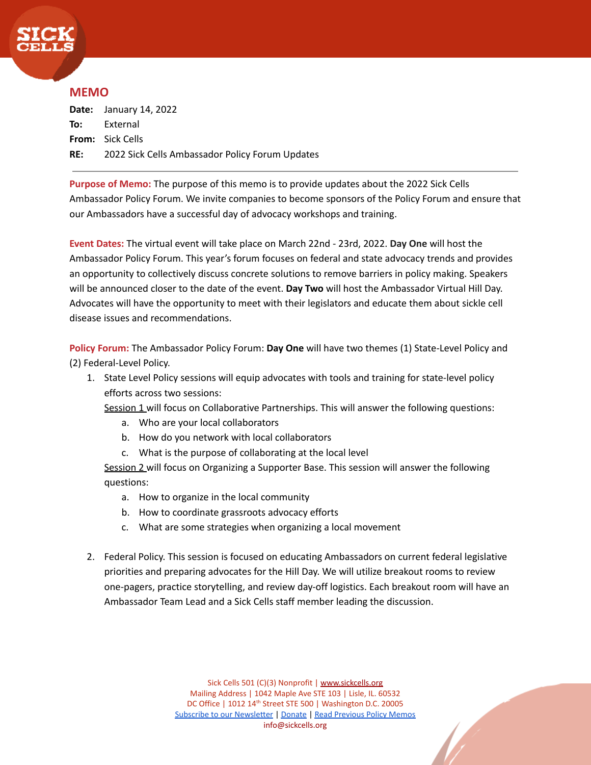## MEMO

**Date:** January 14, 2022
**To:** External
**From:** Sick Cells
**RE:** 2022 Sick Cells Ambassador Policy Forum Updates

---

**Purpose of Memo:** The purpose of this memo is to provide updates about the 2022 Sick Cells Ambassador Policy Forum. We invite companies to become sponsors of the Policy Forum and ensure that our Ambassadors have a successful day of advocacy workshops and training.

**Event Dates:** The virtual event will take place on March 22nd - 23rd, 2022. **Day One** will host the Ambassador Policy Forum. This year's forum focuses on federal and state advocacy trends and provides an opportunity to collectively discuss concrete solutions to remove barriers in policy making. Speakers will be announced closer to the date of the event. **Day Two** will host the Ambassador Virtual Hill Day. Advocates will have the opportunity to meet with their legislators and educate them about sickle cell disease issues and recommendations.

**Policy Forum:** The Ambassador Policy Forum: **Day One** will have two themes (1) State-Level Policy and (2) Federal-Level Policy.

1. State Level Policy sessions will equip advocates with tools and training for state-level policy efforts across two sessions:
   Session 1 will focus on Collaborative Partnerships. This will answer the following questions:
   a. Who are your local collaborators
   b. How do you network with local collaborators
   c. What is the purpose of collaborating at the local level
   Session 2 will focus on Organizing a Supporter Base. This session will answer the following questions:
   a. How to organize in the local community
   b. How to coordinate grassroots advocacy efforts
   c. What are some strategies when organizing a local movement

2. Federal Policy. This session is focused on educating Ambassadors on current federal legislative priorities and preparing advocates for the Hill Day. We will utilize breakout rooms to review one-pagers, practice storytelling, and review day-off logistics. Each breakout room will have an Ambassador Team Lead and a Sick Cells staff member leading the discussion.

Sick Cells 501 (C)(3) Nonprofit | www.sickcells.org
Mailing Address | 1042 Maple Ave STE 103 | Lisle, IL. 60532
DC Office | 1012 14th Street STE 500 | Washington D.C. 20005
Subscribe to our Newsletter | Donate | Read Previous Policy Memos
info@sickcells.org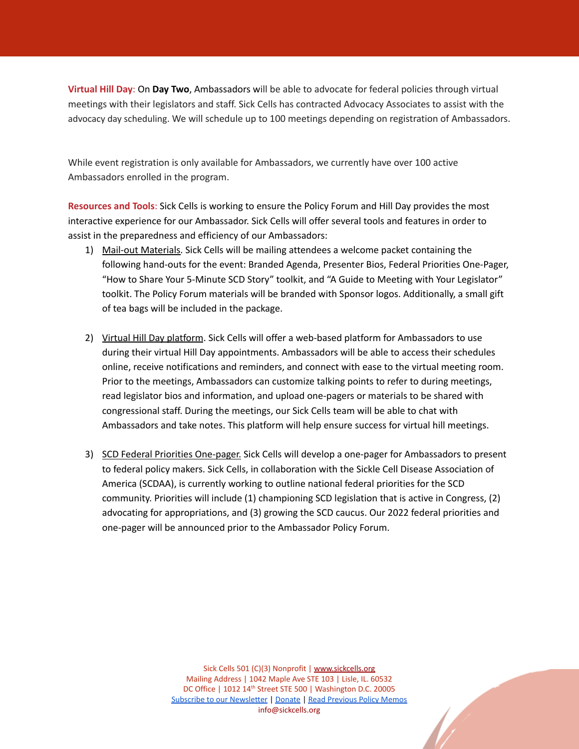**Virtual Hill Day**: On **Day Two**, Ambassadors will be able to advocate for federal policies through virtual meetings with their legislators and staff. Sick Cells has contracted Advocacy Associates to assist with the advocacy day scheduling. We will schedule up to 100 meetings depending on registration of Ambassadors.

While event registration is only available for Ambassadors, we currently have over 100 active Ambassadors enrolled in the program.

**Resources and Tools**: Sick Cells is working to ensure the Policy Forum and Hill Day provides the most interactive experience for our Ambassador. Sick Cells will offer several tools and features in order to assist in the preparedness and efficiency of our Ambassadors:

1) Mail-out Materials. Sick Cells will be mailing attendees a welcome packet containing the following hand-outs for the event: Branded Agenda, Presenter Bios, Federal Priorities One-Pager, "How to Share Your 5-Minute SCD Story" toolkit, and "A Guide to Meeting with Your Legislator" toolkit. The Policy Forum materials will be branded with Sponsor logos. Additionally, a small gift of tea bags will be included in the package.

2) Virtual Hill Day platform. Sick Cells will offer a web-based platform for Ambassadors to use during their virtual Hill Day appointments. Ambassadors will be able to access their schedules online, receive notifications and reminders, and connect with ease to the virtual meeting room. Prior to the meetings, Ambassadors can customize talking points to refer to during meetings, read legislator bios and information, and upload one-pagers or materials to be shared with congressional staff. During the meetings, our Sick Cells team will be able to chat with Ambassadors and take notes. This platform will help ensure success for virtual hill meetings.

3) SCD Federal Priorities One-pager. Sick Cells will develop a one-pager for Ambassadors to present to federal policy makers. Sick Cells, in collaboration with the Sickle Cell Disease Association of America (SCDAA), is currently working to outline national federal priorities for the SCD community. Priorities will include (1) championing SCD legislation that is active in Congress, (2) advocating for appropriations, and (3) growing the SCD caucus. Our 2022 federal priorities and one-pager will be announced prior to the Ambassador Policy Forum.

Sick Cells 501 (C)(3) Nonprofit | www.sickcells.org
Mailing Address | 1042 Maple Ave STE 103 | Lisle, IL. 60532
DC Office | 1012 14th Street STE 500 | Washington D.C. 20005
Subscribe to our Newsletter | Donate | Read Previous Policy Memos
info@sickcells.org